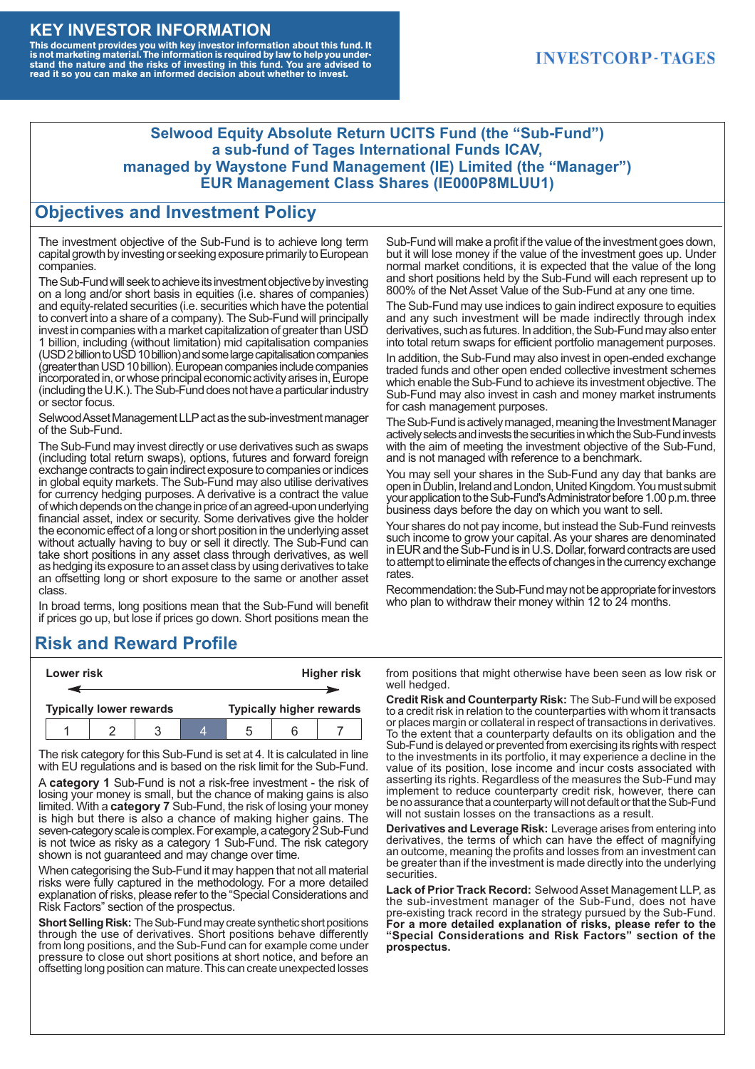# KEY INVESTOR INFORMATION

**This document provides you with key investor information about this fund. It is not marketing material. The information is required by law to help you understand the nature and the risks of investing in this fund. You are advised to read it so you can make an informed decision about whether to invest.**

INVESTCORP-TAGES

**Selwood Equity Absolute Return UCITS Fund (the "Sub-Fund")**
**a sub-fund of Tages International Funds ICAV,**
**managed by Waystone Fund Management (IE) Limited (the "Manager")**
**EUR Management Class Shares (IE000P8MLUU1)**

## Objectives and Investment Policy

The investment objective of the Sub-Fund is to achieve long term capital growth by investing or seeking exposure primarily to European companies.

The Sub-Fund will seek to achieve its investment objective by investing on a long and/or short basis in equities (i.e. shares of companies) and equity-related securities (i.e. securities which have the potential to convert into a share of a company). The Sub-Fund will principally invest in companies with a market capitalization of greater than USD 1 billion, including (without limitation) mid capitalisation companies (USD 2 billion to USD 10 billion) and some large capitalisation companies (greater than USD 10 billion). European companies include companies incorporated in, or whose principal economic activity arises in, Europe (including the U.K.). The Sub-Fund does not have a particular industry or sector focus.

Selwood Asset Management LLP act as the sub-investment manager of the Sub-Fund.

The Sub-Fund may invest directly or use derivatives such as swaps (including total return swaps), options, futures and forward foreign exchange contracts to gain indirect exposure to companies or indices in global equity markets. The Sub-Fund may also utilise derivatives for currency hedging purposes. A derivative is a contract the value of which depends on the change in price of an agreed-upon underlying financial asset, index or security. Some derivatives give the holder the economic effect of a long or short position in the underlying asset without actually having to buy or sell it directly. The Sub-Fund can take short positions in any asset class through derivatives, as well as hedging its exposure to an asset class by using derivatives to take an offsetting long or short exposure to the same or another asset class.

In broad terms, long positions mean that the Sub-Fund will benefit if prices go up, but lose if prices go down. Short positions mean the Sub-Fund will make a profit if the value of the investment goes down, but it will lose money if the value of the investment goes up. Under normal market conditions, it is expected that the value of the long and short positions held by the Sub-Fund will each represent up to 800% of the Net Asset Value of the Sub-Fund at any one time.

The Sub-Fund may use indices to gain indirect exposure to equities and any such investment will be made indirectly through index derivatives, such as futures. In addition, the Sub-Fund may also enter into total return swaps for efficient portfolio management purposes.

In addition, the Sub-Fund may also invest in open-ended exchange traded funds and other open ended collective investment schemes which enable the Sub-Fund to achieve its investment objective. The Sub-Fund may also invest in cash and money market instruments for cash management purposes.

The Sub-Fund is actively managed, meaning the Investment Manager actively selects and invests the securities in which the Sub-Fund invests with the aim of meeting the investment objective of the Sub-Fund, and is not managed with reference to a benchmark.

You may sell your shares in the Sub-Fund any day that banks are open in Dublin, Ireland and London, United Kingdom. You must submit your application to the Sub-Fund's Administrator before 1.00 p.m. three business days before the day on which you want to sell.

Your shares do not pay income, but instead the Sub-Fund reinvests such income to grow your capital. As your shares are denominated in EUR and the Sub-Fund is in U.S. Dollar, forward contracts are used to attempt to eliminate the effects of changes in the currency exchange rates.

Recommendation: the Sub-Fund may not be appropriate for investors who plan to withdraw their money within 12 to 24 months.

## Risk and Reward Profile

| Lower risk | | | | | | Higher risk |
|---|---|---|---|---|---|---|
| Typically lower rewards | | | | | | Typically higher rewards |
| 1 | 2 | 3 | **4** | 5 | 6 | 7 |

The risk category for this Sub-Fund is set at 4. It is calculated in line with EU regulations and is based on the risk limit for the Sub-Fund.

A **category 1** Sub-Fund is not a risk-free investment - the risk of losing your money is small, but the chance of making gains is also limited. With a **category 7** Sub-Fund, the risk of losing your money is high but there is also a chance of making higher gains. The seven-category scale is complex. For example, a category 2 Sub-Fund is not twice as risky as a category 1 Sub-Fund. The risk category shown is not guaranteed and may change over time.

When categorising the Sub-Fund it may happen that not all material risks were fully captured in the methodology. For a more detailed explanation of risks, please refer to the "Special Considerations and Risk Factors" section of the prospectus.

**Short Selling Risk:** The Sub-Fund may create synthetic short positions through the use of derivatives. Short positions behave differently from long positions, and the Sub-Fund can for example come under pressure to close out short positions at short notice, and before an offsetting long position can mature. This can create unexpected losses from positions that might otherwise have been seen as low risk or well hedged.

**Credit Risk and Counterparty Risk:** The Sub-Fund will be exposed to a credit risk in relation to the counterparties with whom it transacts or places margin or collateral in respect of transactions in derivatives. To the extent that a counterparty defaults on its obligation and the Sub-Fund is delayed or prevented from exercising its rights with respect to the investments in its portfolio, it may experience a decline in the value of its position, lose income and incur costs associated with asserting its rights. Regardless of the measures the Sub-Fund may implement to reduce counterparty credit risk, however, there can be no assurance that a counterparty will not default or that the Sub-Fund will not sustain losses on the transactions as a result.

**Derivatives and Leverage Risk:** Leverage arises from entering into derivatives, the terms of which can have the effect of magnifying an outcome, meaning the profits and losses from an investment can be greater than if the investment is made directly into the underlying securities.

**Lack of Prior Track Record:** Selwood Asset Management LLP, as the sub-investment manager of the Sub-Fund, does not have pre-existing track record in the strategy pursued by the Sub-Fund. **For a more detailed explanation of risks, please refer to the "Special Considerations and Risk Factors" section of the prospectus.**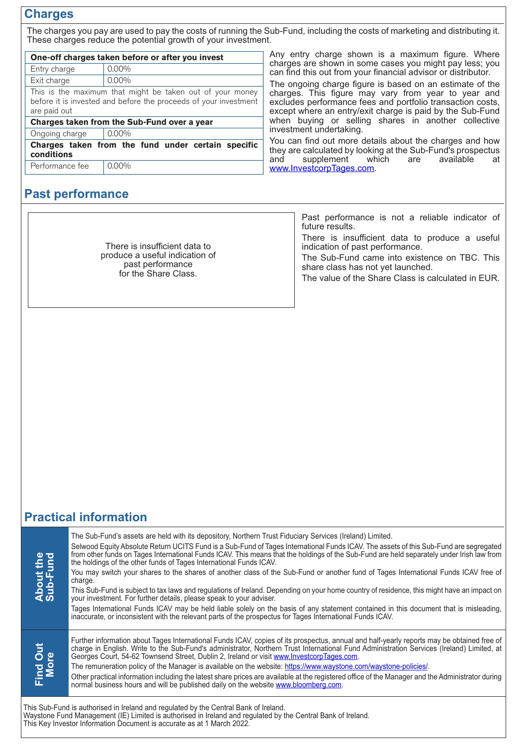## Charges

The charges you pay are used to pay the costs of running the Sub-Fund, including the costs of marketing and distributing it. These charges reduce the potential growth of your investment.

| One-off charges taken before or after you invest | |
|---|---|
| Entry charge | 0.00% |
| Exit charge | 0.00% |
| This is the maximum that might be taken out of your money before it is invested and before the proceeds of your investment are paid out | |
| **Charges taken from the Sub-Fund over a year** | |
| Ongoing charge | 0.00% |
| **Charges taken from the fund under certain specific conditions** | |
| Performance fee | 0.00% |

Any entry charge shown is a maximum figure. Where charges are shown in some cases you might pay less; you can find this out from your financial advisor or distributor.

The ongoing charge figure is based on an estimate of the charges. This figure may vary from year to year and excludes performance fees and portfolio transaction costs, except where an entry/exit charge is paid by the Sub-Fund when buying or selling shares in another collective investment undertaking.

You can find out more details about the charges and how they are calculated by looking at the Sub-Fund's prospectus and supplement which are available at www.InvestcorpTages.com.

## Past performance

There is insufficient data to produce a useful indication of past performance for the Share Class.

Past performance is not a reliable indicator of future results.

There is insufficient data to produce a useful indication of past performance.

The Sub-Fund came into existence on TBC. This share class has not yet launched.

The value of the Share Class is calculated in EUR.

## Practical information

### About the Sub-Fund

The Sub-Fund's assets are held with its depository, Northern Trust Fiduciary Services (Ireland) Limited.

Selwood Equity Absolute Return UCITS Fund is a Sub-Fund of Tages International Funds ICAV. The assets of this Sub-Fund are segregated from other funds on Tages International Funds ICAV. This means that the holdings of the Sub-Fund are held separately under Irish law from the holdings of the other funds of Tages International Funds ICAV.

You may switch your shares to the shares of another class of the Sub-Fund or another fund of Tages International Funds ICAV free of charge.

This Sub-Fund is subject to tax laws and regulations of Ireland. Depending on your home country of residence, this might have an impact on your investment. For further details, please speak to your adviser.

Tages International Funds ICAV may be held liable solely on the basis of any statement contained in this document that is misleading, inaccurate, or inconsistent with the relevant parts of the prospectus for Tages International Funds ICAV.

### Find Out More

Further information about Tages International Funds ICAV, copies of its prospectus, annual and half-yearly reports may be obtained free of charge in English. Write to the Sub-Fund's administrator, Northern Trust International Fund Administration Services (Ireland) Limited, at Georges Court, 54-62 Townsend Street, Dublin 2, Ireland or visit www.InvestcorpTages.com.

The remuneration policy of the Manager is available on the website: https://www.waystone.com/waystone-policies/.

Other practical information including the latest share prices are available at the registered office of the Manager and the Administrator during normal business hours and will be published daily on the website www.bloomberg.com.

This Sub-Fund is authorised in Ireland and regulated by the Central Bank of Ireland.
Waystone Fund Management (IE) Limited is authorised in Ireland and regulated by the Central Bank of Ireland.
This Key Investor Information Document is accurate as at 1 March 2022.